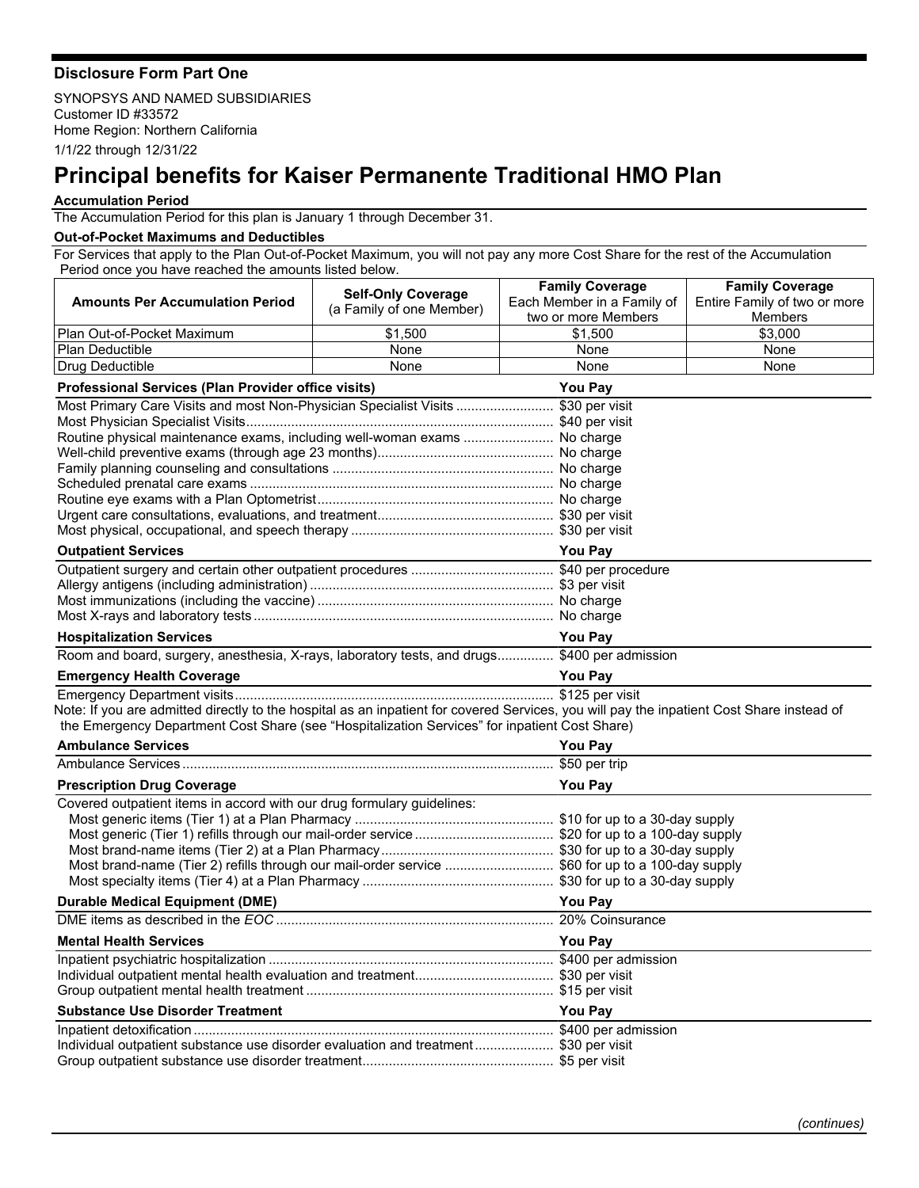## Disclosure Form Part One

SYNOPSYS AND NAMED SUBSIDIARIES
Customer ID #33572
Home Region: Northern California
1/1/22 through 12/31/22

# Principal benefits for Kaiser Permanente Traditional HMO Plan

### Accumulation Period

The Accumulation Period for this plan is January 1 through December 31.

### Out-of-Pocket Maximums and Deductibles

For Services that apply to the Plan Out-of-Pocket Maximum, you will not pay any more Cost Share for the rest of the Accumulation Period once you have reached the amounts listed below.

| Amounts Per Accumulation Period | Self-Only Coverage (a Family of one Member) | Family Coverage Each Member in a Family of two or more Members | Family Coverage Entire Family of two or more Members |
|---|---|---|---|
| Plan Out-of-Pocket Maximum | $1,500 | $1,500 | $3,000 |
| Plan Deductible | None | None | None |
| Drug Deductible | None | None | None |

| Professional Services (Plan Provider office visits) | You Pay |
|---|---|
| Most Primary Care Visits and most Non-Physician Specialist Visits | $30 per visit |
| Most Physician Specialist Visits | $40 per visit |
| Routine physical maintenance exams, including well-woman exams | No charge |
| Well-child preventive exams (through age 23 months) | No charge |
| Family planning counseling and consultations | No charge |
| Scheduled prenatal care exams | No charge |
| Routine eye exams with a Plan Optometrist | No charge |
| Urgent care consultations, evaluations, and treatment | $30 per visit |
| Most physical, occupational, and speech therapy | $30 per visit |

| Outpatient Services | You Pay |
|---|---|
| Outpatient surgery and certain other outpatient procedures | $40 per procedure |
| Allergy antigens (including administration) | $3 per visit |
| Most immunizations (including the vaccine) | No charge |
| Most X-rays and laboratory tests | No charge |

| Hospitalization Services | You Pay |
|---|---|
| Room and board, surgery, anesthesia, X-rays, laboratory tests, and drugs | $400 per admission |

| Emergency Health Coverage | You Pay |
|---|---|
| Emergency Department visits | $125 per visit |

Note: If you are admitted directly to the hospital as an inpatient for covered Services, you will pay the inpatient Cost Share instead of the Emergency Department Cost Share (see "Hospitalization Services" for inpatient Cost Share)

| Ambulance Services | You Pay |
|---|---|
| Ambulance Services | $50 per trip |

| Prescription Drug Coverage | You Pay |
|---|---|
| Covered outpatient items in accord with our drug formulary guidelines: | |
| Most generic items (Tier 1) at a Plan Pharmacy | $10 for up to a 30-day supply |
| Most generic (Tier 1) refills through our mail-order service | $20 for up to a 100-day supply |
| Most brand-name items (Tier 2) at a Plan Pharmacy | $30 for up to a 30-day supply |
| Most brand-name (Tier 2) refills through our mail-order service | $60 for up to a 100-day supply |
| Most specialty items (Tier 4) at a Plan Pharmacy | $30 for up to a 30-day supply |

| Durable Medical Equipment (DME) | You Pay |
|---|---|
| DME items as described in the *EOC* | 20% Coinsurance |

| Mental Health Services | You Pay |
|---|---|
| Inpatient psychiatric hospitalization | $400 per admission |
| Individual outpatient mental health evaluation and treatment | $30 per visit |
| Group outpatient mental health treatment | $15 per visit |

| Substance Use Disorder Treatment | You Pay |
|---|---|
| Inpatient detoxification | $400 per admission |
| Individual outpatient substance use disorder evaluation and treatment | $30 per visit |
| Group outpatient substance use disorder treatment | $5 per visit |

*(continues)*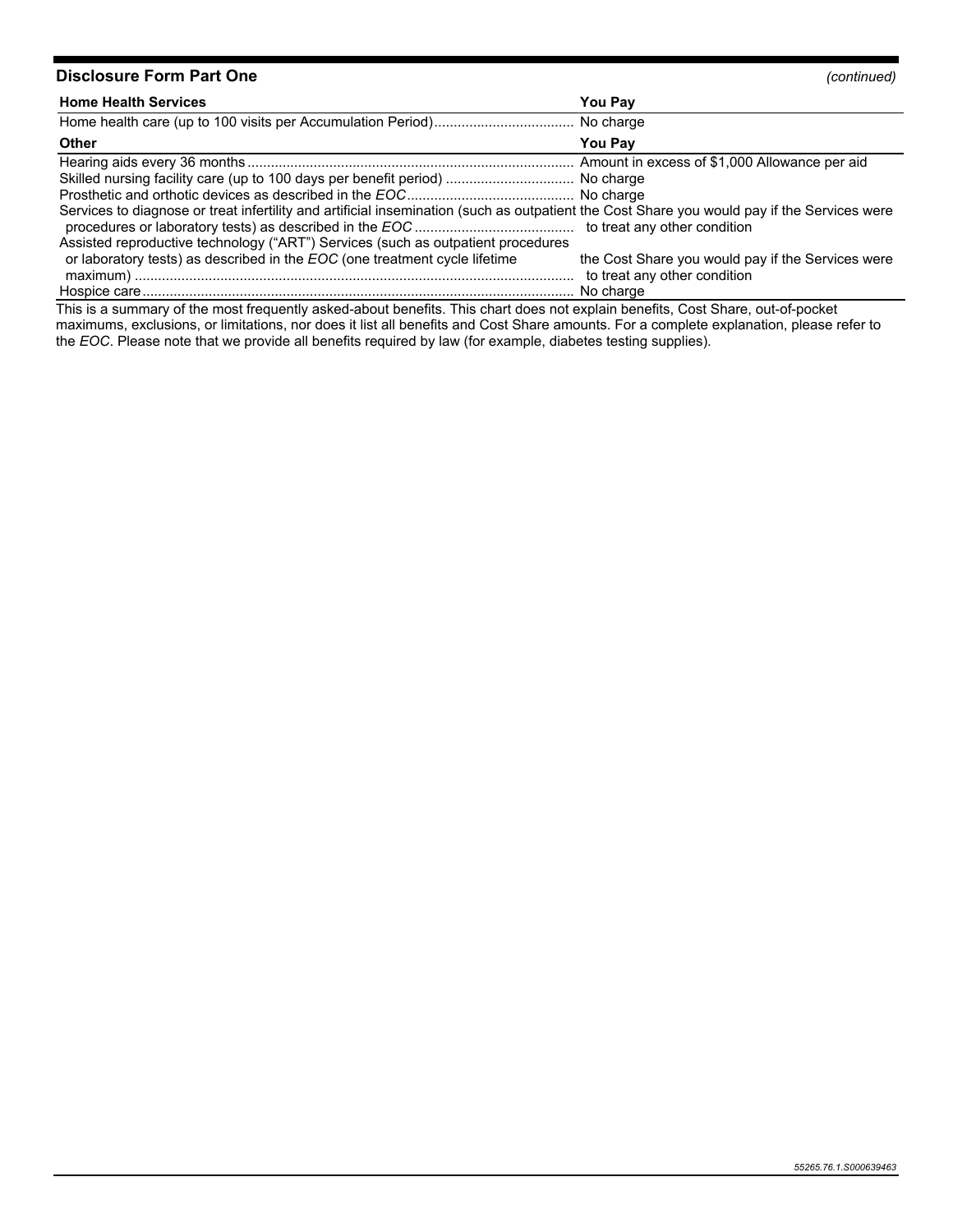## Disclosure Form Part One *(continued)*

| Home Health Services | You Pay |
|---|---|
| Home health care (up to 100 visits per Accumulation Period) | No charge |

| Other | You Pay |
|---|---|
| Hearing aids every 36 months | Amount in excess of $1,000 Allowance per aid |
| Skilled nursing facility care (up to 100 days per benefit period) | No charge |
| Prosthetic and orthotic devices as described in the *EOC* | No charge |
| Services to diagnose or treat infertility and artificial insemination (such as outpatient procedures or laboratory tests) as described in the *EOC* | the Cost Share you would pay if the Services were to treat any other condition |
| Assisted reproductive technology ("ART") Services (such as outpatient procedures or laboratory tests) as described in the *EOC* (one treatment cycle lifetime maximum) | the Cost Share you would pay if the Services were to treat any other condition |
| Hospice care | No charge |

This is a summary of the most frequently asked-about benefits. This chart does not explain benefits, Cost Share, out-of-pocket maximums, exclusions, or limitations, nor does it list all benefits and Cost Share amounts. For a complete explanation, please refer to the *EOC*. Please note that we provide all benefits required by law (for example, diabetes testing supplies).

*55265.76.1.S000639463*